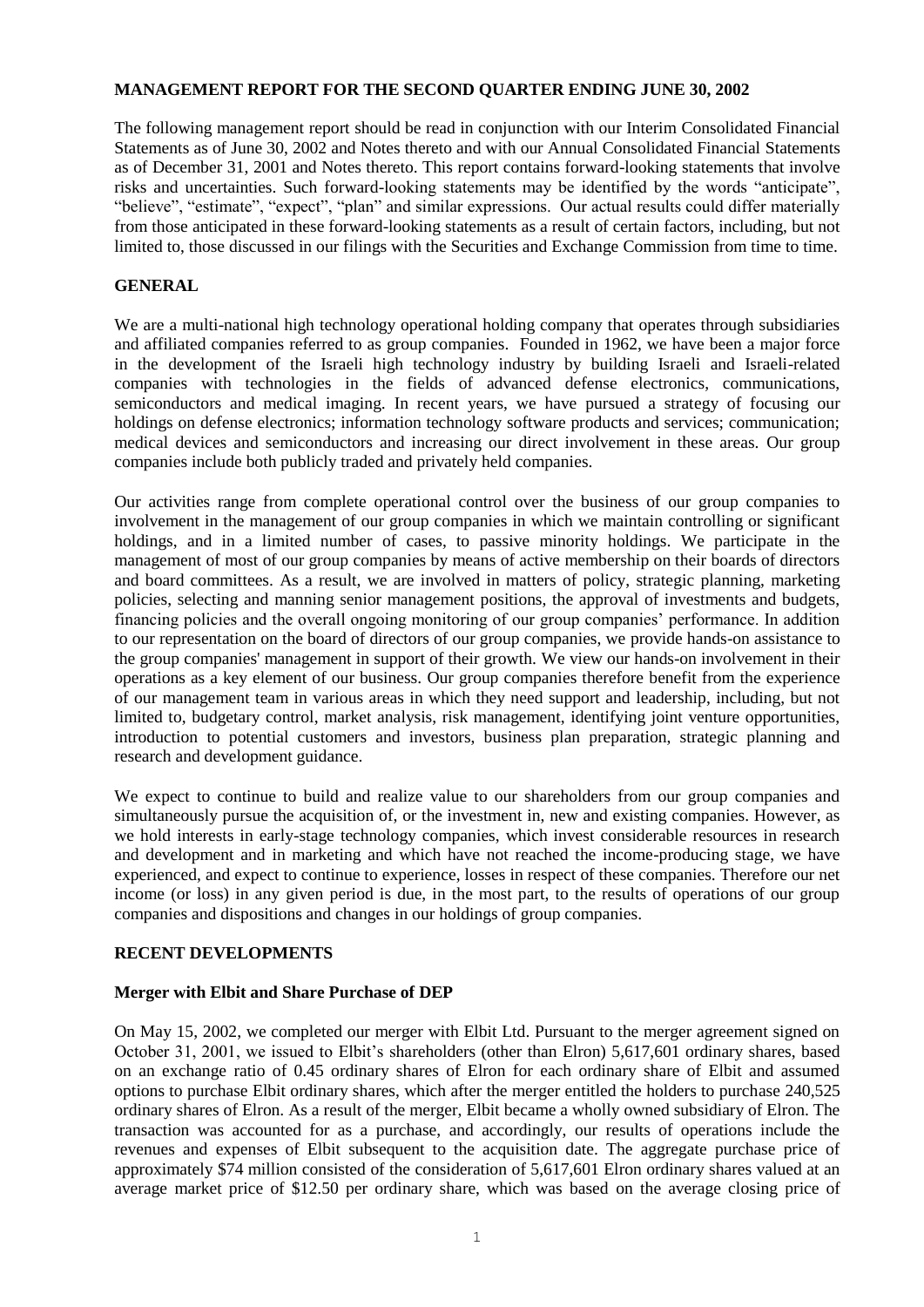**MANAGEMENT REPORT FOR THE SECOND QUARTER ENDING JUNE 30, 2002**

The following management report should be read in conjunction with our Interim Consolidated Financial Statements as of June 30, 2002 and Notes thereto and with our Annual Consolidated Financial Statements as of December 31, 2001 and Notes thereto. This report contains forward-looking statements that involve risks and uncertainties. Such forward-looking statements may be identified by the words "anticipate", "believe", "estimate", "expect", "plan" and similar expressions. Our actual results could differ materially from those anticipated in these forward-looking statements as a result of certain factors, including, but not limited to, those discussed in our filings with the Securities and Exchange Commission from time to time.

**GENERAL**

We are a multi-national high technology operational holding company that operates through subsidiaries and affiliated companies referred to as group companies. Founded in 1962, we have been a major force in the development of the Israeli high technology industry by building Israeli and Israeli-related companies with technologies in the fields of advanced defense electronics, communications, semiconductors and medical imaging. In recent years, we have pursued a strategy of focusing our holdings on defense electronics; information technology software products and services; communication; medical devices and semiconductors and increasing our direct involvement in these areas. Our group companies include both publicly traded and privately held companies.

Our activities range from complete operational control over the business of our group companies to involvement in the management of our group companies in which we maintain controlling or significant holdings, and in a limited number of cases, to passive minority holdings. We participate in the management of most of our group companies by means of active membership on their boards of directors and board committees. As a result, we are involved in matters of policy, strategic planning, marketing policies, selecting and manning senior management positions, the approval of investments and budgets, financing policies and the overall ongoing monitoring of our group companies' performance. In addition to our representation on the board of directors of our group companies, we provide hands-on assistance to the group companies' management in support of their growth. We view our hands-on involvement in their operations as a key element of our business. Our group companies therefore benefit from the experience of our management team in various areas in which they need support and leadership, including, but not limited to, budgetary control, market analysis, risk management, identifying joint venture opportunities, introduction to potential customers and investors, business plan preparation, strategic planning and research and development guidance.

We expect to continue to build and realize value to our shareholders from our group companies and simultaneously pursue the acquisition of, or the investment in, new and existing companies. However, as we hold interests in early-stage technology companies, which invest considerable resources in research and development and in marketing and which have not reached the income-producing stage, we have experienced, and expect to continue to experience, losses in respect of these companies. Therefore our net income (or loss) in any given period is due, in the most part, to the results of operations of our group companies and dispositions and changes in our holdings of group companies.

**RECENT DEVELOPMENTS**

**Merger with Elbit and Share Purchase of DEP**

On May 15, 2002, we completed our merger with Elbit Ltd. Pursuant to the merger agreement signed on October 31, 2001, we issued to Elbit's shareholders (other than Elron) 5,617,601 ordinary shares, based on an exchange ratio of 0.45 ordinary shares of Elron for each ordinary share of Elbit and assumed options to purchase Elbit ordinary shares, which after the merger entitled the holders to purchase 240,525 ordinary shares of Elron. As a result of the merger, Elbit became a wholly owned subsidiary of Elron. The transaction was accounted for as a purchase, and accordingly, our results of operations include the revenues and expenses of Elbit subsequent to the acquisition date. The aggregate purchase price of approximately $74 million consisted of the consideration of 5,617,601 Elron ordinary shares valued at an average market price of $12.50 per ordinary share, which was based on the average closing price of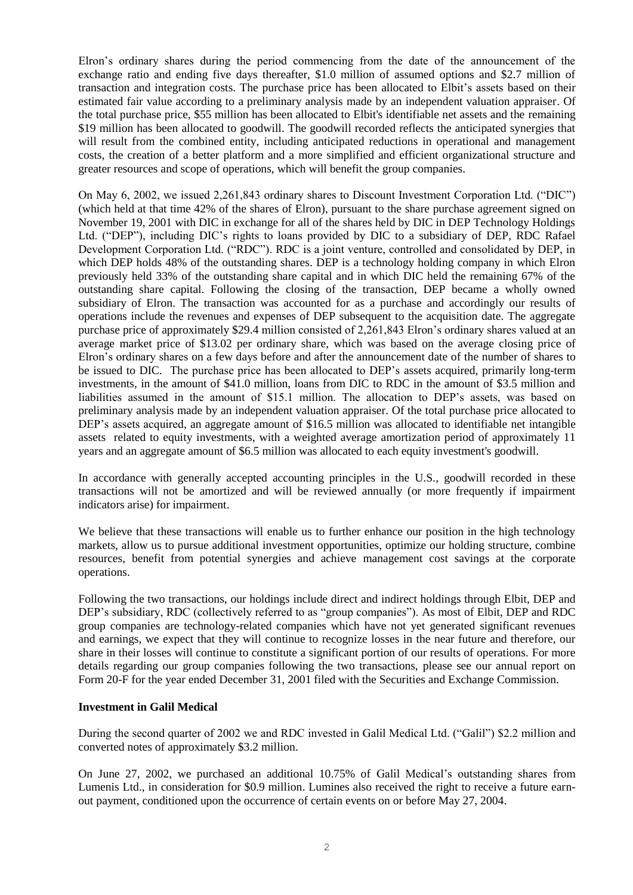Elron's ordinary shares during the period commencing from the date of the announcement of the exchange ratio and ending five days thereafter, $1.0 million of assumed options and $2.7 million of transaction and integration costs. The purchase price has been allocated to Elbit's assets based on their estimated fair value according to a preliminary analysis made by an independent valuation appraiser. Of the total purchase price, $55 million has been allocated to Elbit's identifiable net assets and the remaining $19 million has been allocated to goodwill. The goodwill recorded reflects the anticipated synergies that will result from the combined entity, including anticipated reductions in operational and management costs, the creation of a better platform and a more simplified and efficient organizational structure and greater resources and scope of operations, which will benefit the group companies.

On May 6, 2002, we issued 2,261,843 ordinary shares to Discount Investment Corporation Ltd. ("DIC") (which held at that time 42% of the shares of Elron), pursuant to the share purchase agreement signed on November 19, 2001 with DIC in exchange for all of the shares held by DIC in DEP Technology Holdings Ltd. ("DEP"), including DIC's rights to loans provided by DIC to a subsidiary of DEP, RDC Rafael Development Corporation Ltd. ("RDC"). RDC is a joint venture, controlled and consolidated by DEP, in which DEP holds 48% of the outstanding shares. DEP is a technology holding company in which Elron previously held 33% of the outstanding share capital and in which DIC held the remaining 67% of the outstanding share capital. Following the closing of the transaction, DEP became a wholly owned subsidiary of Elron. The transaction was accounted for as a purchase and accordingly our results of operations include the revenues and expenses of DEP subsequent to the acquisition date. The aggregate purchase price of approximately $29.4 million consisted of 2,261,843 Elron's ordinary shares valued at an average market price of $13.02 per ordinary share, which was based on the average closing price of Elron's ordinary shares on a few days before and after the announcement date of the number of shares to be issued to DIC. The purchase price has been allocated to DEP's assets acquired, primarily long-term investments, in the amount of $41.0 million, loans from DIC to RDC in the amount of $3.5 million and liabilities assumed in the amount of $15.1 million. The allocation to DEP's assets, was based on preliminary analysis made by an independent valuation appraiser. Of the total purchase price allocated to DEP's assets acquired, an aggregate amount of $16.5 million was allocated to identifiable net intangible assets related to equity investments, with a weighted average amortization period of approximately 11 years and an aggregate amount of $6.5 million was allocated to each equity investment's goodwill.

In accordance with generally accepted accounting principles in the U.S., goodwill recorded in these transactions will not be amortized and will be reviewed annually (or more frequently if impairment indicators arise) for impairment.

We believe that these transactions will enable us to further enhance our position in the high technology markets, allow us to pursue additional investment opportunities, optimize our holding structure, combine resources, benefit from potential synergies and achieve management cost savings at the corporate operations.

Following the two transactions, our holdings include direct and indirect holdings through Elbit, DEP and DEP's subsidiary, RDC (collectively referred to as "group companies"). As most of Elbit, DEP and RDC group companies are technology-related companies which have not yet generated significant revenues and earnings, we expect that they will continue to recognize losses in the near future and therefore, our share in their losses will continue to constitute a significant portion of our results of operations. For more details regarding our group companies following the two transactions, please see our annual report on Form 20-F for the year ended December 31, 2001 filed with the Securities and Exchange Commission.

**Investment in Galil Medical**

During the second quarter of 2002 we and RDC invested in Galil Medical Ltd. ("Galil") $2.2 million and converted notes of approximately $3.2 million.

On June 27, 2002, we purchased an additional 10.75% of Galil Medical's outstanding shares from Lumenis Ltd., in consideration for $0.9 million. Lumines also received the right to receive a future earn-out payment, conditioned upon the occurrence of certain events on or before May 27, 2004.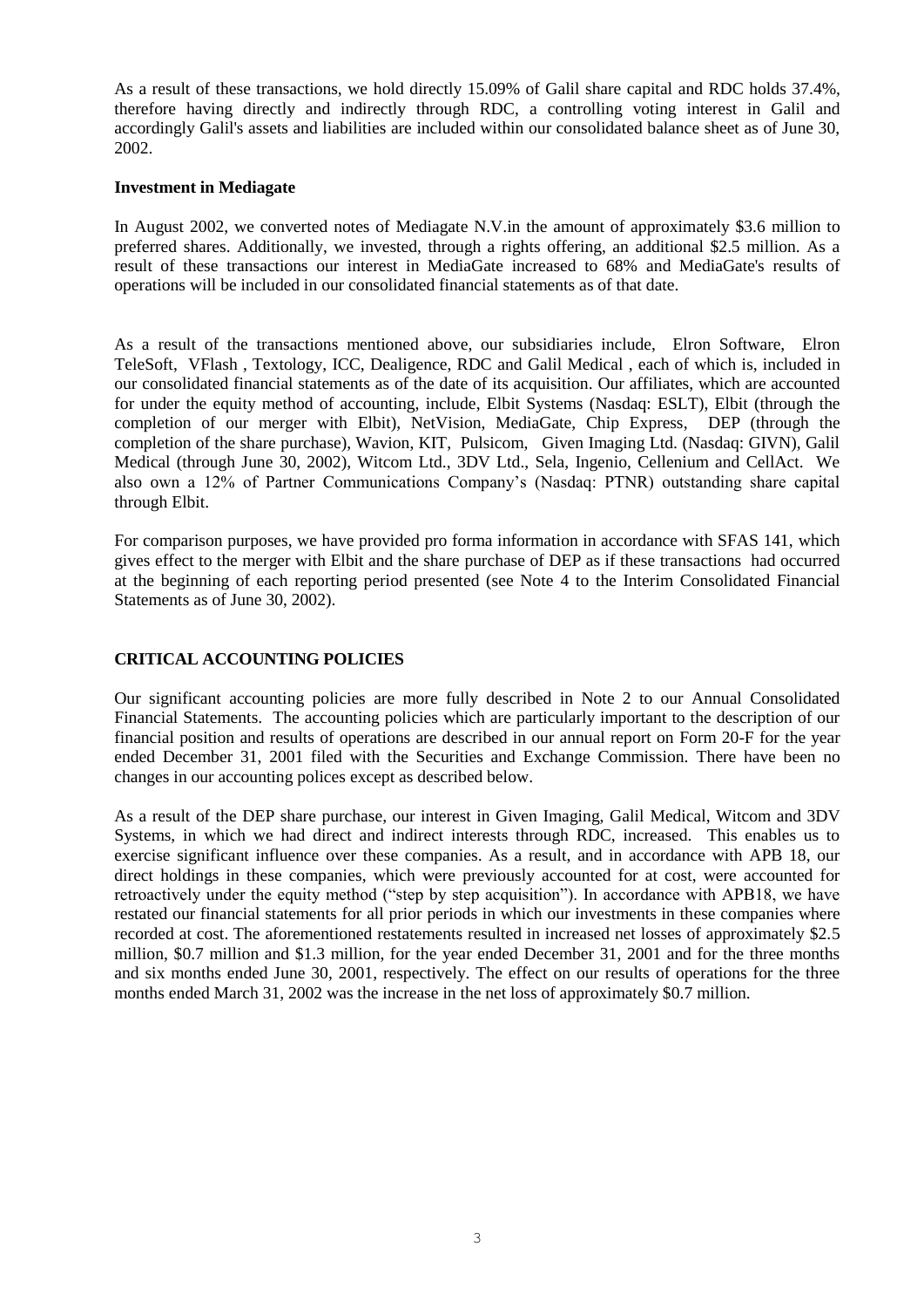As a result of these transactions, we hold directly 15.09% of Galil share capital and RDC holds 37.4%, therefore having directly and indirectly through RDC, a controlling voting interest in Galil and accordingly Galil's assets and liabilities are included within our consolidated balance sheet as of June 30, 2002.

**Investment in Mediagate**

In August 2002, we converted notes of Mediagate N.V.in the amount of approximately $3.6 million to preferred shares. Additionally, we invested, through a rights offering, an additional $2.5 million. As a result of these transactions our interest in MediaGate increased to 68% and MediaGate's results of operations will be included in our consolidated financial statements as of that date.

As a result of the transactions mentioned above, our subsidiaries include, Elron Software, Elron TeleSoft, VFlash , Textology, ICC, Dealigence, RDC and Galil Medical , each of which is, included in our consolidated financial statements as of the date of its acquisition. Our affiliates, which are accounted for under the equity method of accounting, include, Elbit Systems (Nasdaq: ESLT), Elbit (through the completion of our merger with Elbit), NetVision, MediaGate, Chip Express, DEP (through the completion of the share purchase), Wavion, KIT, Pulsicom, Given Imaging Ltd. (Nasdaq: GIVN), Galil Medical (through June 30, 2002), Witcom Ltd., 3DV Ltd., Sela, Ingenio, Cellenium and CellAct. We also own a 12% of Partner Communications Company's (Nasdaq: PTNR) outstanding share capital through Elbit.

For comparison purposes, we have provided pro forma information in accordance with SFAS 141, which gives effect to the merger with Elbit and the share purchase of DEP as if these transactions had occurred at the beginning of each reporting period presented (see Note 4 to the Interim Consolidated Financial Statements as of June 30, 2002).

## CRITICAL ACCOUNTING POLICIES

Our significant accounting policies are more fully described in Note 2 to our Annual Consolidated Financial Statements. The accounting policies which are particularly important to the description of our financial position and results of operations are described in our annual report on Form 20-F for the year ended December 31, 2001 filed with the Securities and Exchange Commission. There have been no changes in our accounting polices except as described below.

As a result of the DEP share purchase, our interest in Given Imaging, Galil Medical, Witcom and 3DV Systems, in which we had direct and indirect interests through RDC, increased. This enables us to exercise significant influence over these companies. As a result, and in accordance with APB 18, our direct holdings in these companies, which were previously accounted for at cost, were accounted for retroactively under the equity method ("step by step acquisition"). In accordance with APB18, we have restated our financial statements for all prior periods in which our investments in these companies where recorded at cost. The aforementioned restatements resulted in increased net losses of approximately $2.5 million, $0.7 million and $1.3 million, for the year ended December 31, 2001 and for the three months and six months ended June 30, 2001, respectively. The effect on our results of operations for the three months ended March 31, 2002 was the increase in the net loss of approximately $0.7 million.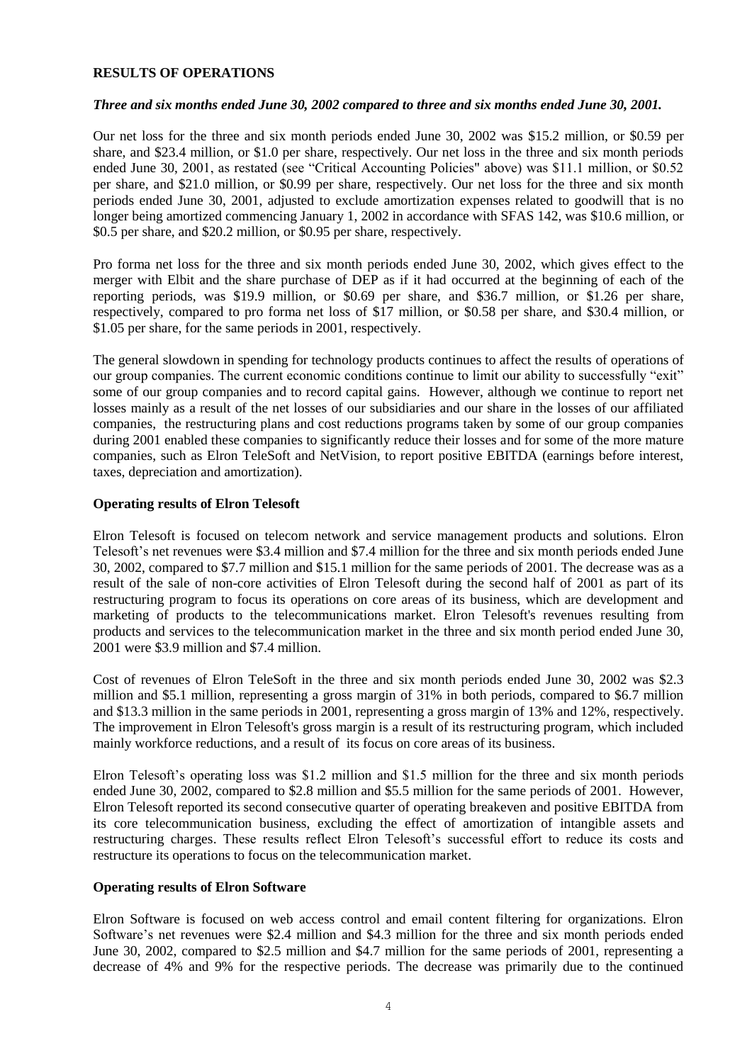**RESULTS OF OPERATIONS**

***Three and six months ended June 30, 2002 compared to three and six months ended June 30, 2001.***

Our net loss for the three and six month periods ended June 30, 2002 was $15.2 million, or $0.59 per share, and $23.4 million, or $1.0 per share, respectively. Our net loss in the three and six month periods ended June 30, 2001, as restated (see "Critical Accounting Policies" above) was $11.1 million, or $0.52 per share, and $21.0 million, or $0.99 per share, respectively. Our net loss for the three and six month periods ended June 30, 2001, adjusted to exclude amortization expenses related to goodwill that is no longer being amortized commencing January 1, 2002 in accordance with SFAS 142, was $10.6 million, or $0.5 per share, and $20.2 million, or $0.95 per share, respectively.

Pro forma net loss for the three and six month periods ended June 30, 2002, which gives effect to the merger with Elbit and the share purchase of DEP as if it had occurred at the beginning of each of the reporting periods, was $19.9 million, or $0.69 per share, and $36.7 million, or $1.26 per share, respectively, compared to pro forma net loss of $17 million, or $0.58 per share, and $30.4 million, or $1.05 per share, for the same periods in 2001, respectively.

The general slowdown in spending for technology products continues to affect the results of operations of our group companies. The current economic conditions continue to limit our ability to successfully "exit" some of our group companies and to record capital gains. However, although we continue to report net losses mainly as a result of the net losses of our subsidiaries and our share in the losses of our affiliated companies, the restructuring plans and cost reductions programs taken by some of our group companies during 2001 enabled these companies to significantly reduce their losses and for some of the more mature companies, such as Elron TeleSoft and NetVision, to report positive EBITDA (earnings before interest, taxes, depreciation and amortization).

**Operating results of Elron Telesoft**

Elron Telesoft is focused on telecom network and service management products and solutions. Elron Telesoft's net revenues were $3.4 million and $7.4 million for the three and six month periods ended June 30, 2002, compared to $7.7 million and $15.1 million for the same periods of 2001. The decrease was as a result of the sale of non-core activities of Elron Telesoft during the second half of 2001 as part of its restructuring program to focus its operations on core areas of its business, which are development and marketing of products to the telecommunications market. Elron Telesoft's revenues resulting from products and services to the telecommunication market in the three and six month period ended June 30, 2001 were $3.9 million and $7.4 million.

Cost of revenues of Elron TeleSoft in the three and six month periods ended June 30, 2002 was $2.3 million and $5.1 million, representing a gross margin of 31% in both periods, compared to $6.7 million and $13.3 million in the same periods in 2001, representing a gross margin of 13% and 12%, respectively. The improvement in Elron Telesoft's gross margin is a result of its restructuring program, which included mainly workforce reductions, and a result of its focus on core areas of its business.

Elron Telesoft's operating loss was $1.2 million and $1.5 million for the three and six month periods ended June 30, 2002, compared to $2.8 million and $5.5 million for the same periods of 2001. However, Elron Telesoft reported its second consecutive quarter of operating breakeven and positive EBITDA from its core telecommunication business, excluding the effect of amortization of intangible assets and restructuring charges. These results reflect Elron Telesoft's successful effort to reduce its costs and restructure its operations to focus on the telecommunication market.

**Operating results of Elron Software**

Elron Software is focused on web access control and email content filtering for organizations. Elron Software's net revenues were $2.4 million and $4.3 million for the three and six month periods ended June 30, 2002, compared to $2.5 million and $4.7 million for the same periods of 2001, representing a decrease of 4% and 9% for the respective periods. The decrease was primarily due to the continued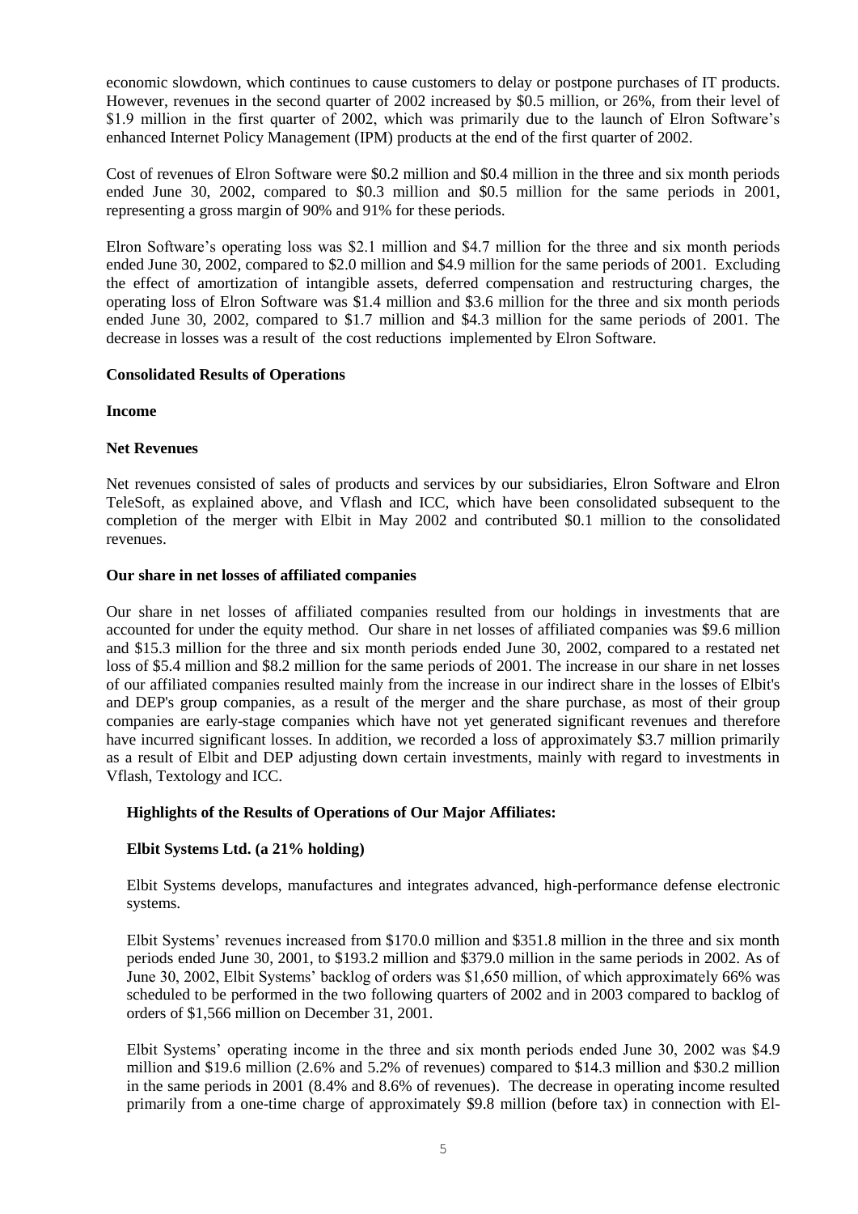economic slowdown, which continues to cause customers to delay or postpone purchases of IT products. However, revenues in the second quarter of 2002 increased by $0.5 million, or 26%, from their level of $1.9 million in the first quarter of 2002, which was primarily due to the launch of Elron Software's enhanced Internet Policy Management (IPM) products at the end of the first quarter of 2002.

Cost of revenues of Elron Software were $0.2 million and $0.4 million in the three and six month periods ended June 30, 2002, compared to $0.3 million and $0.5 million for the same periods in 2001, representing a gross margin of 90% and 91% for these periods.

Elron Software's operating loss was $2.1 million and $4.7 million for the three and six month periods ended June 30, 2002, compared to $2.0 million and $4.9 million for the same periods of 2001. Excluding the effect of amortization of intangible assets, deferred compensation and restructuring charges, the operating loss of Elron Software was $1.4 million and $3.6 million for the three and six month periods ended June 30, 2002, compared to $1.7 million and $4.3 million for the same periods of 2001. The decrease in losses was a result of the cost reductions implemented by Elron Software.

**Consolidated Results of Operations**

**Income**

**Net Revenues**

Net revenues consisted of sales of products and services by our subsidiaries, Elron Software and Elron TeleSoft, as explained above, and Vflash and ICC, which have been consolidated subsequent to the completion of the merger with Elbit in May 2002 and contributed $0.1 million to the consolidated revenues.

**Our share in net losses of affiliated companies**

Our share in net losses of affiliated companies resulted from our holdings in investments that are accounted for under the equity method. Our share in net losses of affiliated companies was $9.6 million and $15.3 million for the three and six month periods ended June 30, 2002, compared to a restated net loss of $5.4 million and $8.2 million for the same periods of 2001. The increase in our share in net losses of our affiliated companies resulted mainly from the increase in our indirect share in the losses of Elbit's and DEP's group companies, as a result of the merger and the share purchase, as most of their group companies are early-stage companies which have not yet generated significant revenues and therefore have incurred significant losses. In addition, we recorded a loss of approximately $3.7 million primarily as a result of Elbit and DEP adjusting down certain investments, mainly with regard to investments in Vflash, Textology and ICC.

**Highlights of the Results of Operations of Our Major Affiliates:**

**Elbit Systems Ltd. (a 21% holding)**

Elbit Systems develops, manufactures and integrates advanced, high-performance defense electronic systems.

Elbit Systems' revenues increased from $170.0 million and $351.8 million in the three and six month periods ended June 30, 2001, to $193.2 million and $379.0 million in the same periods in 2002. As of June 30, 2002, Elbit Systems' backlog of orders was $1,650 million, of which approximately 66% was scheduled to be performed in the two following quarters of 2002 and in 2003 compared to backlog of orders of $1,566 million on December 31, 2001.

Elbit Systems' operating income in the three and six month periods ended June 30, 2002 was $4.9 million and $19.6 million (2.6% and 5.2% of revenues) compared to $14.3 million and $30.2 million in the same periods in 2001 (8.4% and 8.6% of revenues). The decrease in operating income resulted primarily from a one-time charge of approximately $9.8 million (before tax) in connection with El-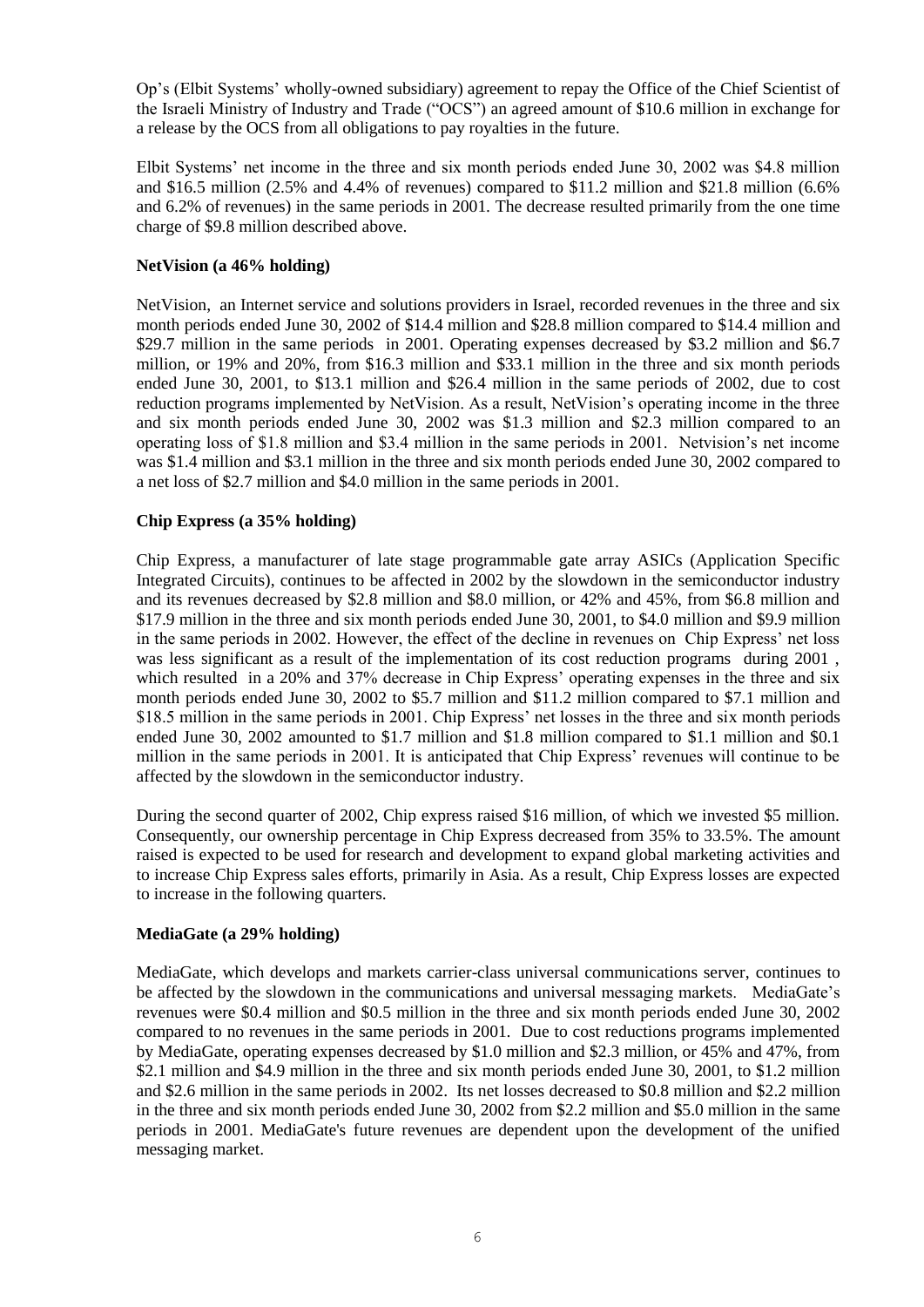Op's (Elbit Systems' wholly-owned subsidiary) agreement to repay the Office of the Chief Scientist of the Israeli Ministry of Industry and Trade ("OCS") an agreed amount of $10.6 million in exchange for a release by the OCS from all obligations to pay royalties in the future.

Elbit Systems' net income in the three and six month periods ended June 30, 2002 was $4.8 million and $16.5 million (2.5% and 4.4% of revenues) compared to $11.2 million and $21.8 million (6.6% and 6.2% of revenues) in the same periods in 2001. The decrease resulted primarily from the one time charge of $9.8 million described above.

**NetVision (a 46% holding)**

NetVision, an Internet service and solutions providers in Israel, recorded revenues in the three and six month periods ended June 30, 2002 of $14.4 million and $28.8 million compared to $14.4 million and $29.7 million in the same periods in 2001. Operating expenses decreased by $3.2 million and $6.7 million, or 19% and 20%, from $16.3 million and $33.1 million in the three and six month periods ended June 30, 2001, to $13.1 million and $26.4 million in the same periods of 2002, due to cost reduction programs implemented by NetVision. As a result, NetVision's operating income in the three and six month periods ended June 30, 2002 was $1.3 million and $2.3 million compared to an operating loss of $1.8 million and $3.4 million in the same periods in 2001. Netvision's net income was $1.4 million and $3.1 million in the three and six month periods ended June 30, 2002 compared to a net loss of $2.7 million and $4.0 million in the same periods in 2001.

**Chip Express (a 35% holding)**

Chip Express, a manufacturer of late stage programmable gate array ASICs (Application Specific Integrated Circuits), continues to be affected in 2002 by the slowdown in the semiconductor industry and its revenues decreased by $2.8 million and $8.0 million, or 42% and 45%, from $6.8 million and $17.9 million in the three and six month periods ended June 30, 2001, to $4.0 million and $9.9 million in the same periods in 2002. However, the effect of the decline in revenues on Chip Express' net loss was less significant as a result of the implementation of its cost reduction programs during 2001 , which resulted in a 20% and 37% decrease in Chip Express' operating expenses in the three and six month periods ended June 30, 2002 to $5.7 million and $11.2 million compared to $7.1 million and $18.5 million in the same periods in 2001. Chip Express' net losses in the three and six month periods ended June 30, 2002 amounted to $1.7 million and $1.8 million compared to $1.1 million and $0.1 million in the same periods in 2001. It is anticipated that Chip Express' revenues will continue to be affected by the slowdown in the semiconductor industry.

During the second quarter of 2002, Chip express raised $16 million, of which we invested $5 million. Consequently, our ownership percentage in Chip Express decreased from 35% to 33.5%. The amount raised is expected to be used for research and development to expand global marketing activities and to increase Chip Express sales efforts, primarily in Asia. As a result, Chip Express losses are expected to increase in the following quarters.

**MediaGate (a 29% holding)**

MediaGate, which develops and markets carrier-class universal communications server, continues to be affected by the slowdown in the communications and universal messaging markets. MediaGate's revenues were $0.4 million and $0.5 million in the three and six month periods ended June 30, 2002 compared to no revenues in the same periods in 2001. Due to cost reductions programs implemented by MediaGate, operating expenses decreased by $1.0 million and $2.3 million, or 45% and 47%, from $2.1 million and $4.9 million in the three and six month periods ended June 30, 2001, to $1.2 million and $2.6 million in the same periods in 2002. Its net losses decreased to $0.8 million and $2.2 million in the three and six month periods ended June 30, 2002 from $2.2 million and $5.0 million in the same periods in 2001. MediaGate's future revenues are dependent upon the development of the unified messaging market.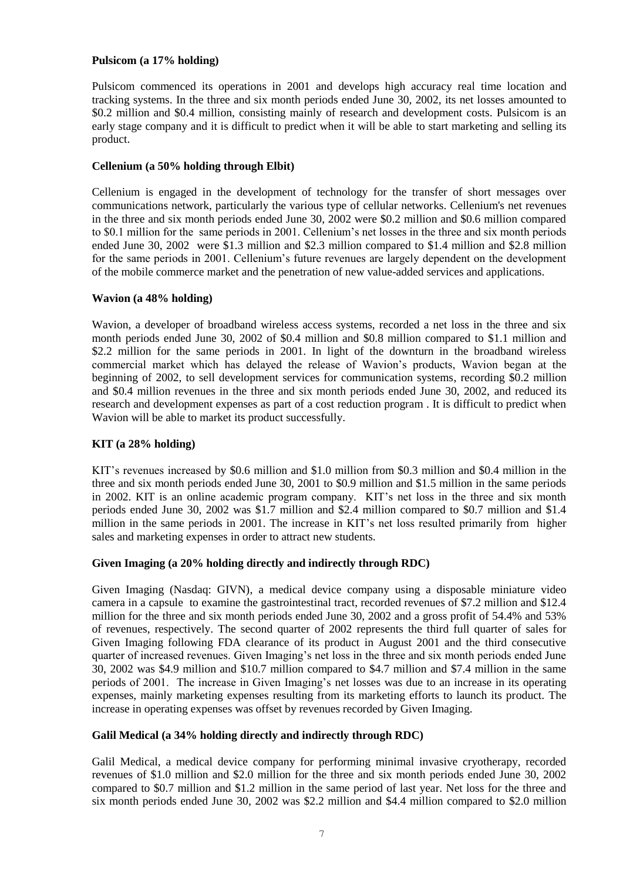**Pulsicom (a 17% holding)**

Pulsicom commenced its operations in 2001 and develops high accuracy real time location and tracking systems. In the three and six month periods ended June 30, 2002, its net losses amounted to \$0.2 million and \$0.4 million, consisting mainly of research and development costs. Pulsicom is an early stage company and it is difficult to predict when it will be able to start marketing and selling its product.

**Cellenium (a 50% holding through Elbit)**

Cellenium is engaged in the development of technology for the transfer of short messages over communications network, particularly the various type of cellular networks. Cellenium's net revenues in the three and six month periods ended June 30, 2002 were \$0.2 million and \$0.6 million compared to \$0.1 million for the same periods in 2001. Cellenium's net losses in the three and six month periods ended June 30, 2002 were \$1.3 million and \$2.3 million compared to \$1.4 million and \$2.8 million for the same periods in 2001. Cellenium's future revenues are largely dependent on the development of the mobile commerce market and the penetration of new value-added services and applications.

**Wavion (a 48% holding)**

Wavion, a developer of broadband wireless access systems, recorded a net loss in the three and six month periods ended June 30, 2002 of \$0.4 million and \$0.8 million compared to \$1.1 million and \$2.2 million for the same periods in 2001. In light of the downturn in the broadband wireless commercial market which has delayed the release of Wavion's products, Wavion began at the beginning of 2002, to sell development services for communication systems, recording \$0.2 million and \$0.4 million revenues in the three and six month periods ended June 30, 2002, and reduced its research and development expenses as part of a cost reduction program . It is difficult to predict when Wavion will be able to market its product successfully.

**KIT (a 28% holding)**

KIT's revenues increased by \$0.6 million and \$1.0 million from \$0.3 million and \$0.4 million in the three and six month periods ended June 30, 2001 to \$0.9 million and \$1.5 million in the same periods in 2002. KIT is an online academic program company. KIT's net loss in the three and six month periods ended June 30, 2002 was \$1.7 million and \$2.4 million compared to \$0.7 million and \$1.4 million in the same periods in 2001. The increase in KIT's net loss resulted primarily from higher sales and marketing expenses in order to attract new students.

**Given Imaging (a 20% holding directly and indirectly through RDC)**

Given Imaging (Nasdaq: GIVN), a medical device company using a disposable miniature video camera in a capsule to examine the gastrointestinal tract, recorded revenues of \$7.2 million and \$12.4 million for the three and six month periods ended June 30, 2002 and a gross profit of 54.4% and 53% of revenues, respectively. The second quarter of 2002 represents the third full quarter of sales for Given Imaging following FDA clearance of its product in August 2001 and the third consecutive quarter of increased revenues. Given Imaging's net loss in the three and six month periods ended June 30, 2002 was \$4.9 million and \$10.7 million compared to \$4.7 million and \$7.4 million in the same periods of 2001. The increase in Given Imaging's net losses was due to an increase in its operating expenses, mainly marketing expenses resulting from its marketing efforts to launch its product. The increase in operating expenses was offset by revenues recorded by Given Imaging.

**Galil Medical (a 34% holding directly and indirectly through RDC)**

Galil Medical, a medical device company for performing minimal invasive cryotherapy, recorded revenues of \$1.0 million and \$2.0 million for the three and six month periods ended June 30, 2002 compared to \$0.7 million and \$1.2 million in the same period of last year. Net loss for the three and six month periods ended June 30, 2002 was \$2.2 million and \$4.4 million compared to \$2.0 million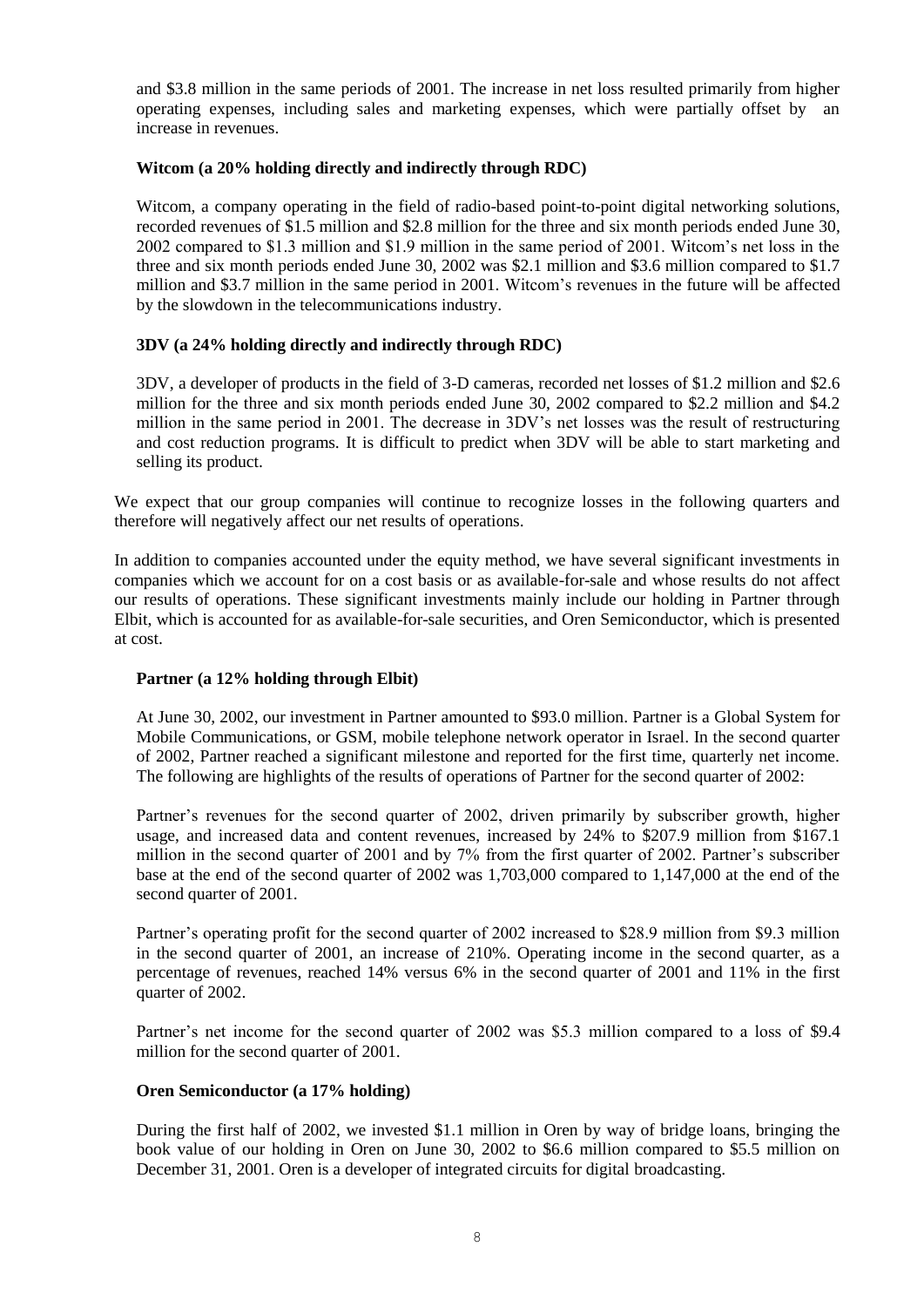and $3.8 million in the same periods of 2001. The increase in net loss resulted primarily from higher operating expenses, including sales and marketing expenses, which were partially offset by an increase in revenues.

**Witcom (a 20% holding directly and indirectly through RDC)**

Witcom, a company operating in the field of radio-based point-to-point digital networking solutions, recorded revenues of $1.5 million and $2.8 million for the three and six month periods ended June 30, 2002 compared to $1.3 million and $1.9 million in the same period of 2001. Witcom's net loss in the three and six month periods ended June 30, 2002 was $2.1 million and $3.6 million compared to $1.7 million and $3.7 million in the same period in 2001. Witcom's revenues in the future will be affected by the slowdown in the telecommunications industry.

**3DV (a 24% holding directly and indirectly through RDC)**

3DV, a developer of products in the field of 3-D cameras, recorded net losses of $1.2 million and $2.6 million for the three and six month periods ended June 30, 2002 compared to $2.2 million and $4.2 million in the same period in 2001. The decrease in 3DV's net losses was the result of restructuring and cost reduction programs. It is difficult to predict when 3DV will be able to start marketing and selling its product.

We expect that our group companies will continue to recognize losses in the following quarters and therefore will negatively affect our net results of operations.

In addition to companies accounted under the equity method, we have several significant investments in companies which we account for on a cost basis or as available-for-sale and whose results do not affect our results of operations. These significant investments mainly include our holding in Partner through Elbit, which is accounted for as available-for-sale securities, and Oren Semiconductor, which is presented at cost.

**Partner (a 12% holding through Elbit)**

At June 30, 2002, our investment in Partner amounted to $93.0 million. Partner is a Global System for Mobile Communications, or GSM, mobile telephone network operator in Israel. In the second quarter of 2002, Partner reached a significant milestone and reported for the first time, quarterly net income. The following are highlights of the results of operations of Partner for the second quarter of 2002:

Partner's revenues for the second quarter of 2002, driven primarily by subscriber growth, higher usage, and increased data and content revenues, increased by 24% to $207.9 million from $167.1 million in the second quarter of 2001 and by 7% from the first quarter of 2002. Partner's subscriber base at the end of the second quarter of 2002 was 1,703,000 compared to 1,147,000 at the end of the second quarter of 2001.

Partner's operating profit for the second quarter of 2002 increased to $28.9 million from $9.3 million in the second quarter of 2001, an increase of 210%. Operating income in the second quarter, as a percentage of revenues, reached 14% versus 6% in the second quarter of 2001 and 11% in the first quarter of 2002.

Partner's net income for the second quarter of 2002 was $5.3 million compared to a loss of $9.4 million for the second quarter of 2001.

**Oren Semiconductor (a 17% holding)**

During the first half of 2002, we invested $1.1 million in Oren by way of bridge loans, bringing the book value of our holding in Oren on June 30, 2002 to $6.6 million compared to $5.5 million on December 31, 2001. Oren is a developer of integrated circuits for digital broadcasting.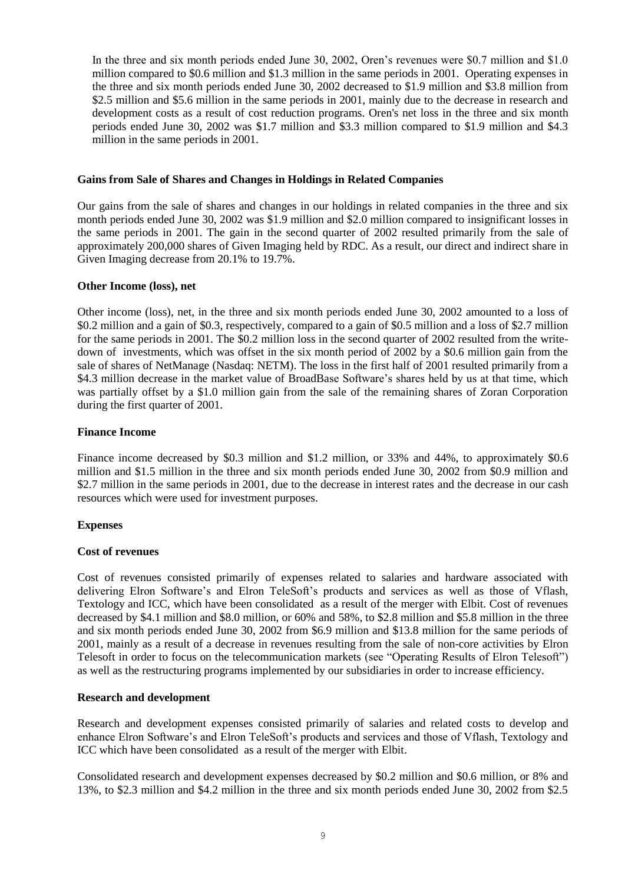In the three and six month periods ended June 30, 2002, Oren's revenues were \$0.7 million and \$1.0 million compared to \$0.6 million and \$1.3 million in the same periods in 2001. Operating expenses in the three and six month periods ended June 30, 2002 decreased to \$1.9 million and \$3.8 million from \$2.5 million and \$5.6 million in the same periods in 2001, mainly due to the decrease in research and development costs as a result of cost reduction programs. Oren's net loss in the three and six month periods ended June 30, 2002 was \$1.7 million and \$3.3 million compared to \$1.9 million and \$4.3 million in the same periods in 2001.

**Gains from Sale of Shares and Changes in Holdings in Related Companies**

Our gains from the sale of shares and changes in our holdings in related companies in the three and six month periods ended June 30, 2002 was \$1.9 million and \$2.0 million compared to insignificant losses in the same periods in 2001. The gain in the second quarter of 2002 resulted primarily from the sale of approximately 200,000 shares of Given Imaging held by RDC. As a result, our direct and indirect share in Given Imaging decrease from 20.1% to 19.7%.

**Other Income (loss), net**

Other income (loss), net, in the three and six month periods ended June 30, 2002 amounted to a loss of \$0.2 million and a gain of \$0.3, respectively, compared to a gain of \$0.5 million and a loss of \$2.7 million for the same periods in 2001. The \$0.2 million loss in the second quarter of 2002 resulted from the write-down of investments, which was offset in the six month period of 2002 by a \$0.6 million gain from the sale of shares of NetManage (Nasdaq: NETM). The loss in the first half of 2001 resulted primarily from a \$4.3 million decrease in the market value of BroadBase Software's shares held by us at that time, which was partially offset by a \$1.0 million gain from the sale of the remaining shares of Zoran Corporation during the first quarter of 2001.

**Finance Income**

Finance income decreased by \$0.3 million and \$1.2 million, or 33% and 44%, to approximately \$0.6 million and \$1.5 million in the three and six month periods ended June 30, 2002 from \$0.9 million and \$2.7 million in the same periods in 2001, due to the decrease in interest rates and the decrease in our cash resources which were used for investment purposes.

**Expenses**

**Cost of revenues**

Cost of revenues consisted primarily of expenses related to salaries and hardware associated with delivering Elron Software's and Elron TeleSoft's products and services as well as those of Vflash, Textology and ICC, which have been consolidated as a result of the merger with Elbit. Cost of revenues decreased by \$4.1 million and \$8.0 million, or 60% and 58%, to \$2.8 million and \$5.8 million in the three and six month periods ended June 30, 2002 from \$6.9 million and \$13.8 million for the same periods of 2001, mainly as a result of a decrease in revenues resulting from the sale of non-core activities by Elron Telesoft in order to focus on the telecommunication markets (see "Operating Results of Elron Telesoft") as well as the restructuring programs implemented by our subsidiaries in order to increase efficiency.

**Research and development**

Research and development expenses consisted primarily of salaries and related costs to develop and enhance Elron Software's and Elron TeleSoft's products and services and those of Vflash, Textology and ICC which have been consolidated as a result of the merger with Elbit.

Consolidated research and development expenses decreased by \$0.2 million and \$0.6 million, or 8% and 13%, to \$2.3 million and \$4.2 million in the three and six month periods ended June 30, 2002 from \$2.5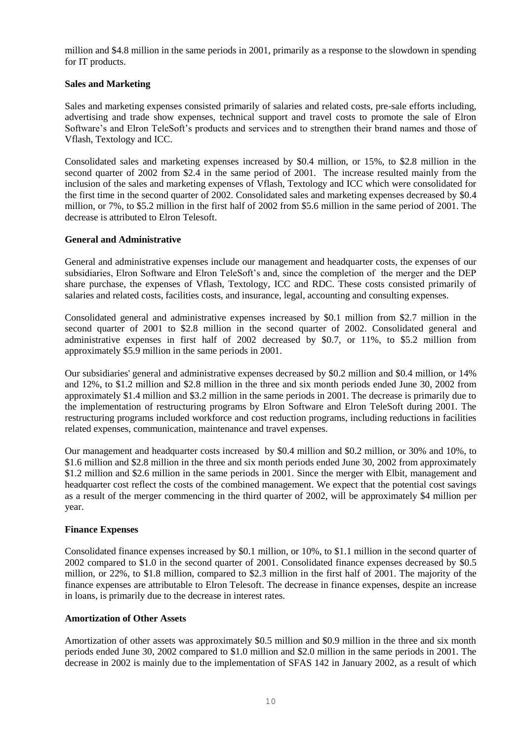million and $4.8 million in the same periods in 2001, primarily as a response to the slowdown in spending for IT products.

**Sales and Marketing**

Sales and marketing expenses consisted primarily of salaries and related costs, pre-sale efforts including, advertising and trade show expenses, technical support and travel costs to promote the sale of Elron Software's and Elron TeleSoft's products and services and to strengthen their brand names and those of Vflash, Textology and ICC.

Consolidated sales and marketing expenses increased by $0.4 million, or 15%, to $2.8 million in the second quarter of 2002 from $2.4 in the same period of 2001. The increase resulted mainly from the inclusion of the sales and marketing expenses of Vflash, Textology and ICC which were consolidated for the first time in the second quarter of 2002. Consolidated sales and marketing expenses decreased by $0.4 million, or 7%, to $5.2 million in the first half of 2002 from $5.6 million in the same period of 2001. The decrease is attributed to Elron Telesoft.

**General and Administrative**

General and administrative expenses include our management and headquarter costs, the expenses of our subsidiaries, Elron Software and Elron TeleSoft's and, since the completion of the merger and the DEP share purchase, the expenses of Vflash, Textology, ICC and RDC. These costs consisted primarily of salaries and related costs, facilities costs, and insurance, legal, accounting and consulting expenses.

Consolidated general and administrative expenses increased by $0.1 million from $2.7 million in the second quarter of 2001 to $2.8 million in the second quarter of 2002. Consolidated general and administrative expenses in first half of 2002 decreased by $0.7, or 11%, to $5.2 million from approximately $5.9 million in the same periods in 2001.

Our subsidiaries' general and administrative expenses decreased by $0.2 million and $0.4 million, or 14% and 12%, to $1.2 million and $2.8 million in the three and six month periods ended June 30, 2002 from approximately $1.4 million and $3.2 million in the same periods in 2001. The decrease is primarily due to the implementation of restructuring programs by Elron Software and Elron TeleSoft during 2001. The restructuring programs included workforce and cost reduction programs, including reductions in facilities related expenses, communication, maintenance and travel expenses.

Our management and headquarter costs increased by $0.4 million and $0.2 million, or 30% and 10%, to $1.6 million and $2.8 million in the three and six month periods ended June 30, 2002 from approximately $1.2 million and $2.6 million in the same periods in 2001. Since the merger with Elbit, management and headquarter cost reflect the costs of the combined management. We expect that the potential cost savings as a result of the merger commencing in the third quarter of 2002, will be approximately $4 million per year.

**Finance Expenses**

Consolidated finance expenses increased by $0.1 million, or 10%, to $1.1 million in the second quarter of 2002 compared to $1.0 in the second quarter of 2001. Consolidated finance expenses decreased by $0.5 million, or 22%, to $1.8 million, compared to $2.3 million in the first half of 2001. The majority of the finance expenses are attributable to Elron Telesoft. The decrease in finance expenses, despite an increase in loans, is primarily due to the decrease in interest rates.

**Amortization of Other Assets**

Amortization of other assets was approximately $0.5 million and $0.9 million in the three and six month periods ended June 30, 2002 compared to $1.0 million and $2.0 million in the same periods in 2001. The decrease in 2002 is mainly due to the implementation of SFAS 142 in January 2002, as a result of which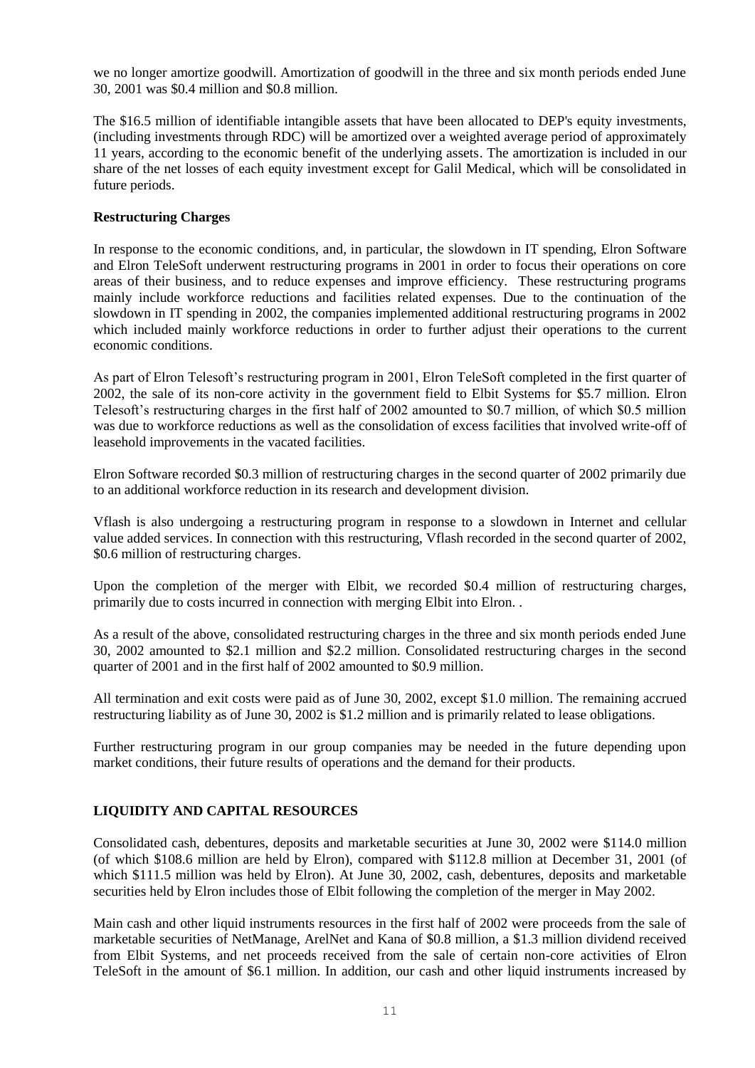we no longer amortize goodwill. Amortization of goodwill in the three and six month periods ended June 30, 2001 was $0.4 million and $0.8 million.

The $16.5 million of identifiable intangible assets that have been allocated to DEP's equity investments, (including investments through RDC) will be amortized over a weighted average period of approximately 11 years, according to the economic benefit of the underlying assets. The amortization is included in our share of the net losses of each equity investment except for Galil Medical, which will be consolidated in future periods.

**Restructuring Charges**

In response to the economic conditions, and, in particular, the slowdown in IT spending, Elron Software and Elron TeleSoft underwent restructuring programs in 2001 in order to focus their operations on core areas of their business, and to reduce expenses and improve efficiency. These restructuring programs mainly include workforce reductions and facilities related expenses. Due to the continuation of the slowdown in IT spending in 2002, the companies implemented additional restructuring programs in 2002 which included mainly workforce reductions in order to further adjust their operations to the current economic conditions.

As part of Elron Telesoft's restructuring program in 2001, Elron TeleSoft completed in the first quarter of 2002, the sale of its non-core activity in the government field to Elbit Systems for $5.7 million. Elron Telesoft's restructuring charges in the first half of 2002 amounted to $0.7 million, of which $0.5 million was due to workforce reductions as well as the consolidation of excess facilities that involved write-off of leasehold improvements in the vacated facilities.

Elron Software recorded $0.3 million of restructuring charges in the second quarter of 2002 primarily due to an additional workforce reduction in its research and development division.

Vflash is also undergoing a restructuring program in response to a slowdown in Internet and cellular value added services. In connection with this restructuring, Vflash recorded in the second quarter of 2002, $0.6 million of restructuring charges.

Upon the completion of the merger with Elbit, we recorded $0.4 million of restructuring charges, primarily due to costs incurred in connection with merging Elbit into Elron. .

As a result of the above, consolidated restructuring charges in the three and six month periods ended June 30, 2002 amounted to $2.1 million and $2.2 million. Consolidated restructuring charges in the second quarter of 2001 and in the first half of 2002 amounted to $0.9 million.

All termination and exit costs were paid as of June 30, 2002, except $1.0 million. The remaining accrued restructuring liability as of June 30, 2002 is $1.2 million and is primarily related to lease obligations.

Further restructuring program in our group companies may be needed in the future depending upon market conditions, their future results of operations and the demand for their products.

## LIQUIDITY AND CAPITAL RESOURCES

Consolidated cash, debentures, deposits and marketable securities at June 30, 2002 were $114.0 million (of which $108.6 million are held by Elron), compared with $112.8 million at December 31, 2001 (of which $111.5 million was held by Elron). At June 30, 2002, cash, debentures, deposits and marketable securities held by Elron includes those of Elbit following the completion of the merger in May 2002.

Main cash and other liquid instruments resources in the first half of 2002 were proceeds from the sale of marketable securities of NetManage, ArelNet and Kana of $0.8 million, a $1.3 million dividend received from Elbit Systems, and net proceeds received from the sale of certain non-core activities of Elron TeleSoft in the amount of $6.1 million. In addition, our cash and other liquid instruments increased by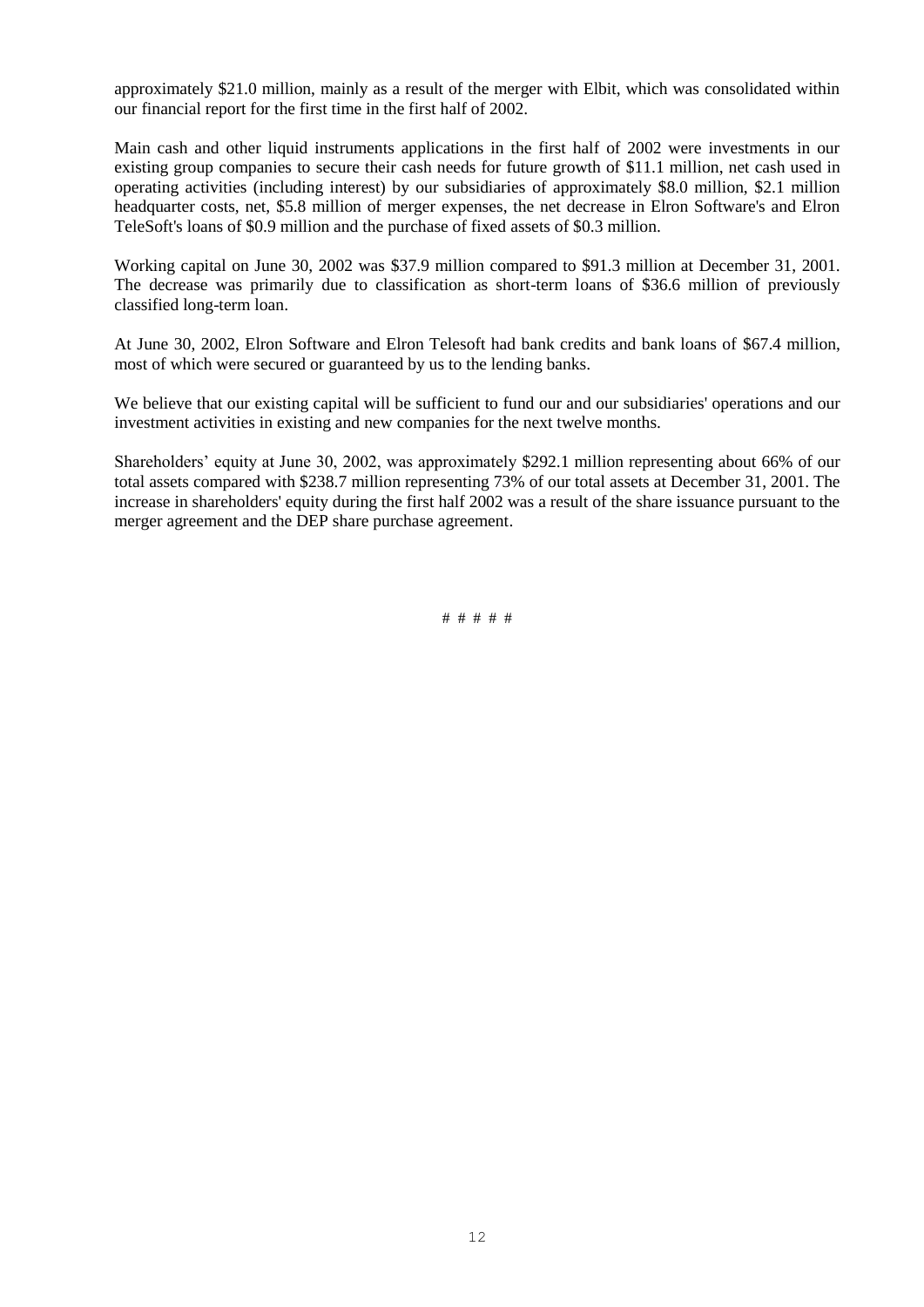approximately $21.0 million, mainly as a result of the merger with Elbit, which was consolidated within our financial report for the first time in the first half of 2002.

Main cash and other liquid instruments applications in the first half of 2002 were investments in our existing group companies to secure their cash needs for future growth of $11.1 million, net cash used in operating activities (including interest) by our subsidiaries of approximately $8.0 million, $2.1 million headquarter costs, net, $5.8 million of merger expenses, the net decrease in Elron Software's and Elron TeleSoft's loans of $0.9 million and the purchase of fixed assets of $0.3 million.

Working capital on June 30, 2002 was $37.9 million compared to $91.3 million at December 31, 2001. The decrease was primarily due to classification as short-term loans of $36.6 million of previously classified long-term loan.

At June 30, 2002, Elron Software and Elron Telesoft had bank credits and bank loans of $67.4 million, most of which were secured or guaranteed by us to the lending banks.

We believe that our existing capital will be sufficient to fund our and our subsidiaries' operations and our investment activities in existing and new companies for the next twelve months.

Shareholders' equity at June 30, 2002, was approximately $292.1 million representing about 66% of our total assets compared with $238.7 million representing 73% of our total assets at December 31, 2001. The increase in shareholders' equity during the first half 2002 was a result of the share issuance pursuant to the merger agreement and the DEP share purchase agreement.

# # # # #